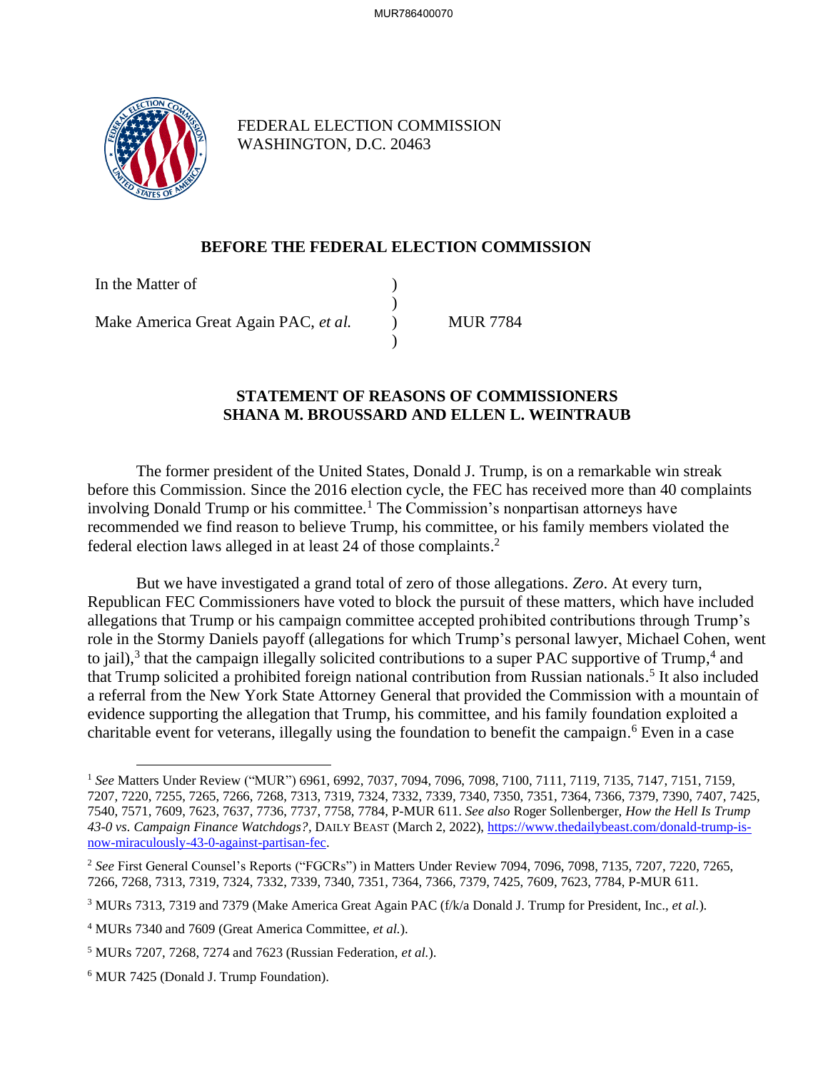FEDERAL ELECTION COMMISSION
WASHINGTON, D.C. 20463

## BEFORE THE FEDERAL ELECTION COMMISSION

| | | |
|---|---|---|
| In the Matter of | ) | |
| | ) | |
| Make America Great Again PAC, *et al.* | ) | MUR 7784 |
| | ) | |

### STATEMENT OF REASONS OF COMMISSIONERS SHANA M. BROUSSARD AND ELLEN L. WEINTRAUB

The former president of the United States, Donald J. Trump, is on a remarkable win streak before this Commission. Since the 2016 election cycle, the FEC has received more than 40 complaints involving Donald Trump or his committee.[1] The Commission's nonpartisan attorneys have recommended we find reason to believe Trump, his committee, or his family members violated the federal election laws alleged in at least 24 of those complaints.[2]

But we have investigated a grand total of zero of those allegations. *Zero*. At every turn, Republican FEC Commissioners have voted to block the pursuit of these matters, which have included allegations that Trump or his campaign committee accepted prohibited contributions through Trump's role in the Stormy Daniels payoff (allegations for which Trump's personal lawyer, Michael Cohen, went to jail),[3] that the campaign illegally solicited contributions to a super PAC supportive of Trump,[4] and that Trump solicited a prohibited foreign national contribution from Russian nationals.[5] It also included a referral from the New York State Attorney General that provided the Commission with a mountain of evidence supporting the allegation that Trump, his committee, and his family foundation exploited a charitable event for veterans, illegally using the foundation to benefit the campaign.[6] Even in a case

---

[1] *See* Matters Under Review ("MUR") 6961, 6992, 7037, 7094, 7096, 7098, 7100, 7111, 7119, 7135, 7147, 7151, 7159, 7207, 7220, 7255, 7265, 7266, 7268, 7313, 7319, 7324, 7332, 7339, 7340, 7350, 7351, 7364, 7366, 7379, 7390, 7407, 7425, 7540, 7571, 7609, 7623, 7637, 7736, 7737, 7758, 7784, P-MUR 611. *See also* Roger Sollenberger, *How the Hell Is Trump 43-0 vs. Campaign Finance Watchdogs?*, DAILY BEAST (March 2, 2022), https://www.thedailybeast.com/donald-trump-is-now-miraculously-43-0-against-partisan-fec.

[2] *See* First General Counsel's Reports ("FGCRs") in Matters Under Review 7094, 7096, 7098, 7135, 7207, 7220, 7265, 7266, 7268, 7313, 7319, 7324, 7332, 7339, 7340, 7351, 7364, 7366, 7379, 7425, 7609, 7623, 7784, P-MUR 611.

[3] MURs 7313, 7319 and 7379 (Make America Great Again PAC (f/k/a Donald J. Trump for President, Inc., *et al.*).

[4] MURs 7340 and 7609 (Great America Committee, *et al.*).

[5] MURs 7207, 7268, 7274 and 7623 (Russian Federation, *et al.*).

[6] MUR 7425 (Donald J. Trump Foundation).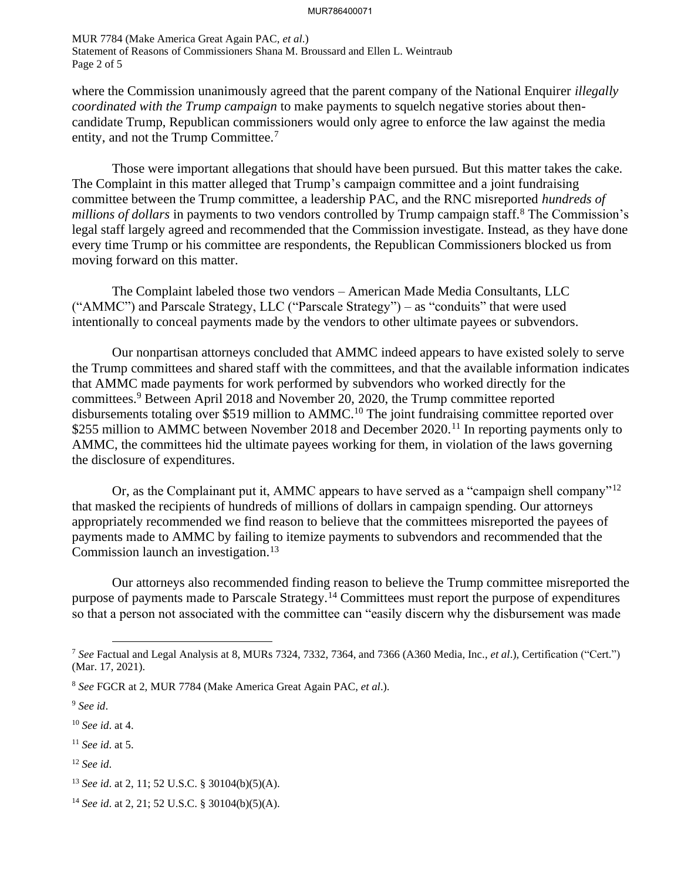where the Commission unanimously agreed that the parent company of the National Enquirer *illegally coordinated with the Trump campaign* to make payments to squelch negative stories about then-candidate Trump, Republican commissioners would only agree to enforce the law against the media entity, and not the Trump Committee.[7]

Those were important allegations that should have been pursued. But this matter takes the cake. The Complaint in this matter alleged that Trump's campaign committee and a joint fundraising committee between the Trump committee, a leadership PAC, and the RNC misreported *hundreds of millions of dollars* in payments to two vendors controlled by Trump campaign staff.[8] The Commission's legal staff largely agreed and recommended that the Commission investigate. Instead, as they have done every time Trump or his committee are respondents, the Republican Commissioners blocked us from moving forward on this matter.

The Complaint labeled those two vendors – American Made Media Consultants, LLC ("AMMC") and Parscale Strategy, LLC ("Parscale Strategy") – as "conduits" that were used intentionally to conceal payments made by the vendors to other ultimate payees or subvendors.

Our nonpartisan attorneys concluded that AMMC indeed appears to have existed solely to serve the Trump committees and shared staff with the committees, and that the available information indicates that AMMC made payments for work performed by subvendors who worked directly for the committees.[9] Between April 2018 and November 20, 2020, the Trump committee reported disbursements totaling over $519 million to AMMC.[10] The joint fundraising committee reported over $255 million to AMMC between November 2018 and December 2020.[11] In reporting payments only to AMMC, the committees hid the ultimate payees working for them, in violation of the laws governing the disclosure of expenditures.

Or, as the Complainant put it, AMMC appears to have served as a "campaign shell company"[12] that masked the recipients of hundreds of millions of dollars in campaign spending. Our attorneys appropriately recommended we find reason to believe that the committees misreported the payees of payments made to AMMC by failing to itemize payments to subvendors and recommended that the Commission launch an investigation.[13]

Our attorneys also recommended finding reason to believe the Trump committee misreported the purpose of payments made to Parscale Strategy.[14] Committees must report the purpose of expenditures so that a person not associated with the committee can "easily discern why the disbursement was made

---

[7] *See* Factual and Legal Analysis at 8, MURs 7324, 7332, 7364, and 7366 (A360 Media, Inc., *et al*.), Certification ("Cert.") (Mar. 17, 2021).

[8] *See* FGCR at 2, MUR 7784 (Make America Great Again PAC, *et al*.).

[9] *See id*.

[10] *See id*. at 4.

[11] *See id*. at 5.

[12] *See id*.

[13] *See id*. at 2, 11; 52 U.S.C. § 30104(b)(5)(A).

[14] *See id*. at 2, 21; 52 U.S.C. § 30104(b)(5)(A).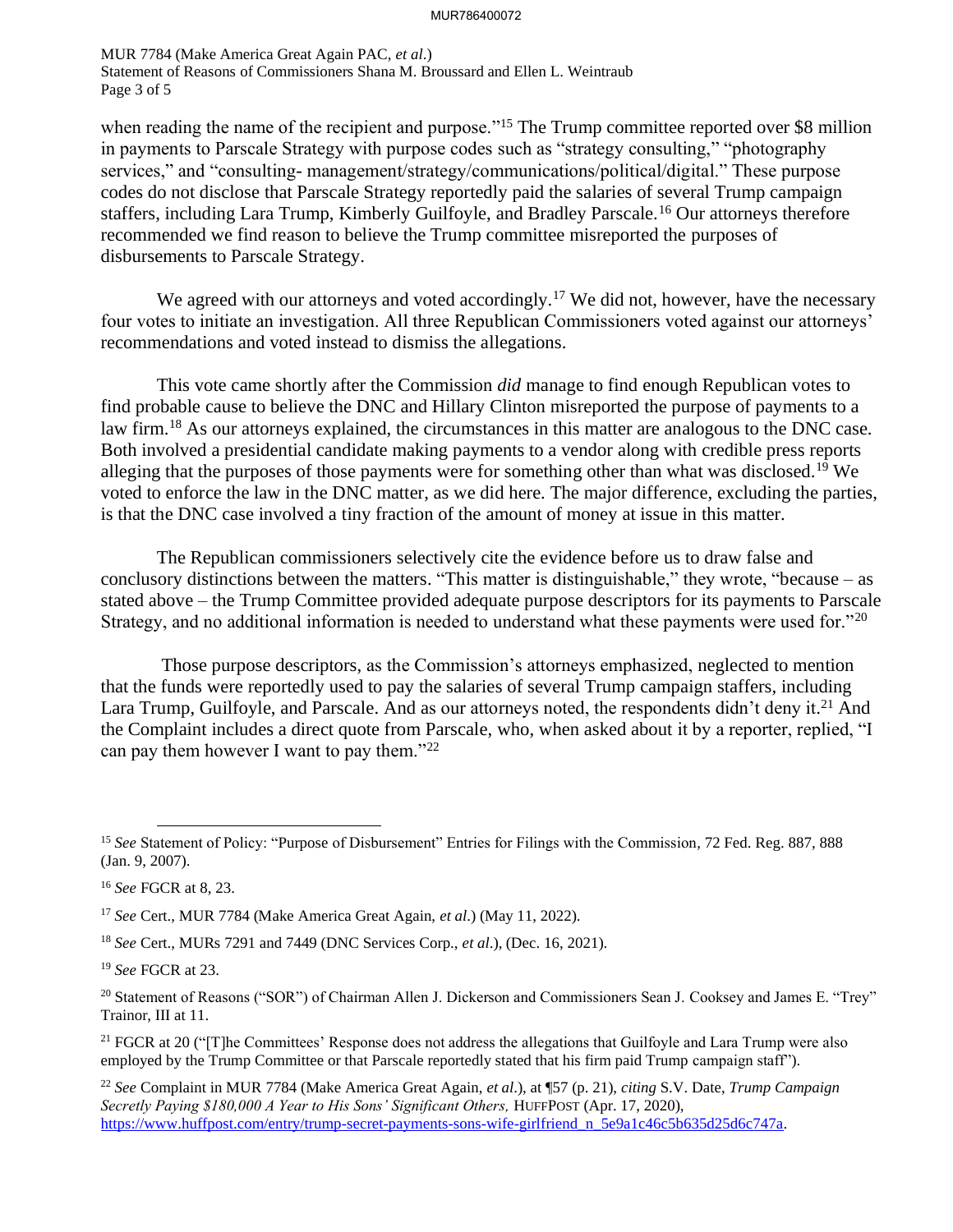when reading the name of the recipient and purpose."[15] The Trump committee reported over $8 million in payments to Parscale Strategy with purpose codes such as "strategy consulting," "photography services," and "consulting- management/strategy/communications/political/digital." These purpose codes do not disclose that Parscale Strategy reportedly paid the salaries of several Trump campaign staffers, including Lara Trump, Kimberly Guilfoyle, and Bradley Parscale.[16] Our attorneys therefore recommended we find reason to believe the Trump committee misreported the purposes of disbursements to Parscale Strategy.

We agreed with our attorneys and voted accordingly.[17] We did not, however, have the necessary four votes to initiate an investigation. All three Republican Commissioners voted against our attorneys' recommendations and voted instead to dismiss the allegations.

This vote came shortly after the Commission *did* manage to find enough Republican votes to find probable cause to believe the DNC and Hillary Clinton misreported the purpose of payments to a law firm.[18] As our attorneys explained, the circumstances in this matter are analogous to the DNC case. Both involved a presidential candidate making payments to a vendor along with credible press reports alleging that the purposes of those payments were for something other than what was disclosed.[19] We voted to enforce the law in the DNC matter, as we did here. The major difference, excluding the parties, is that the DNC case involved a tiny fraction of the amount of money at issue in this matter.

The Republican commissioners selectively cite the evidence before us to draw false and conclusory distinctions between the matters. "This matter is distinguishable," they wrote, "because – as stated above – the Trump Committee provided adequate purpose descriptors for its payments to Parscale Strategy, and no additional information is needed to understand what these payments were used for."[20]

Those purpose descriptors, as the Commission's attorneys emphasized, neglected to mention that the funds were reportedly used to pay the salaries of several Trump campaign staffers, including Lara Trump, Guilfoyle, and Parscale. And as our attorneys noted, the respondents didn't deny it.[21] And the Complaint includes a direct quote from Parscale, who, when asked about it by a reporter, replied, "I can pay them however I want to pay them."[22]

---

[15] *See* Statement of Policy: "Purpose of Disbursement" Entries for Filings with the Commission, 72 Fed. Reg. 887, 888 (Jan. 9, 2007).

[16] *See* FGCR at 8, 23.

[17] *See* Cert., MUR 7784 (Make America Great Again, *et al*.) (May 11, 2022).

[18] *See* Cert., MURs 7291 and 7449 (DNC Services Corp., *et al*.), (Dec. 16, 2021).

[19] *See* FGCR at 23.

[20] Statement of Reasons ("SOR") of Chairman Allen J. Dickerson and Commissioners Sean J. Cooksey and James E. "Trey" Trainor, III at 11.

[21] FGCR at 20 ("[T]he Committees' Response does not address the allegations that Guilfoyle and Lara Trump were also employed by the Trump Committee or that Parscale reportedly stated that his firm paid Trump campaign staff").

[22] *See* Complaint in MUR 7784 (Make America Great Again, *et al*.), at ¶57 (p. 21), *citing* S.V. Date, *Trump Campaign Secretly Paying $180,000 A Year to His Sons' Significant Others,* HUFFPOST (Apr. 17, 2020), https://www.huffpost.com/entry/trump-secret-payments-sons-wife-girlfriend_n_5e9a1c46c5b635d25d6c747a.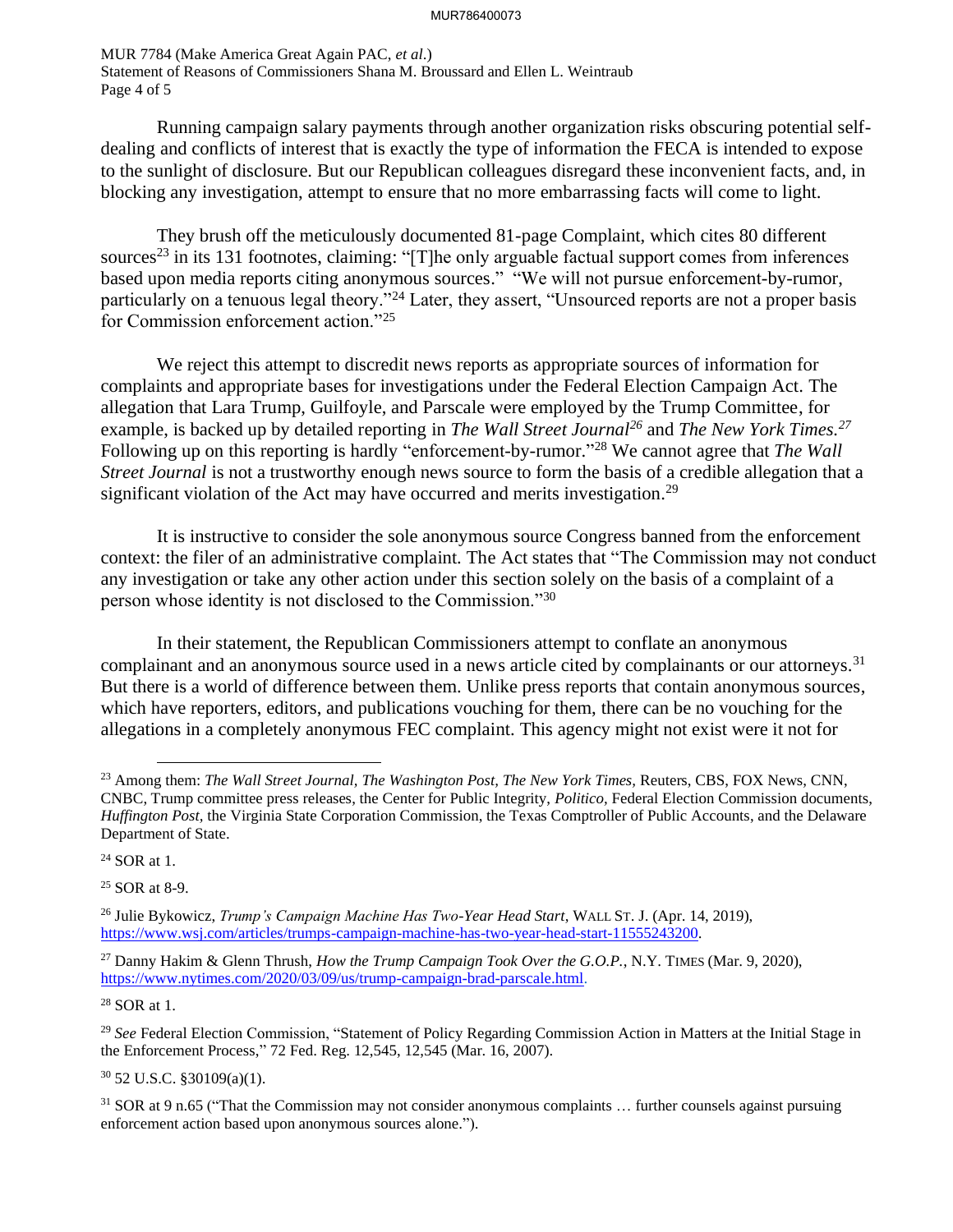Running campaign salary payments through another organization risks obscuring potential self-dealing and conflicts of interest that is exactly the type of information the FECA is intended to expose to the sunlight of disclosure. But our Republican colleagues disregard these inconvenient facts, and, in blocking any investigation, attempt to ensure that no more embarrassing facts will come to light.

They brush off the meticulously documented 81-page Complaint, which cites 80 different sources[23] in its 131 footnotes, claiming: "[T]he only arguable factual support comes from inferences based upon media reports citing anonymous sources." "We will not pursue enforcement-by-rumor, particularly on a tenuous legal theory."[24] Later, they assert, "Unsourced reports are not a proper basis for Commission enforcement action."[25]

We reject this attempt to discredit news reports as appropriate sources of information for complaints and appropriate bases for investigations under the Federal Election Campaign Act. The allegation that Lara Trump, Guilfoyle, and Parscale were employed by the Trump Committee, for example, is backed up by detailed reporting in *The Wall Street Journal*[26] and *The New York Times.*[27] Following up on this reporting is hardly "enforcement-by-rumor."[28] We cannot agree that *The Wall Street Journal* is not a trustworthy enough news source to form the basis of a credible allegation that a significant violation of the Act may have occurred and merits investigation.[29]

It is instructive to consider the sole anonymous source Congress banned from the enforcement context: the filer of an administrative complaint. The Act states that "The Commission may not conduct any investigation or take any other action under this section solely on the basis of a complaint of a person whose identity is not disclosed to the Commission."[30]

In their statement, the Republican Commissioners attempt to conflate an anonymous complainant and an anonymous source used in a news article cited by complainants or our attorneys.[31] But there is a world of difference between them. Unlike press reports that contain anonymous sources, which have reporters, editors, and publications vouching for them, there can be no vouching for the allegations in a completely anonymous FEC complaint. This agency might not exist were it not for

---

[23] Among them: *The Wall Street Journal, The Washington Post, The New York Times,* Reuters, CBS, FOX News, CNN, CNBC, Trump committee press releases, the Center for Public Integrity, *Politico,* Federal Election Commission documents, *Huffington Post,* the Virginia State Corporation Commission, the Texas Comptroller of Public Accounts, and the Delaware Department of State.

[24] SOR at 1.

[25] SOR at 8-9.

[26] Julie Bykowicz, *Trump's Campaign Machine Has Two-Year Head Start*, WALL ST. J. (Apr. 14, 2019), https://www.wsj.com/articles/trumps-campaign-machine-has-two-year-head-start-11555243200.

[27] Danny Hakim & Glenn Thrush, *How the Trump Campaign Took Over the G.O.P.*, N.Y. TIMES (Mar. 9, 2020), https://www.nytimes.com/2020/03/09/us/trump-campaign-brad-parscale.html.

[28] SOR at 1.

[29] *See* Federal Election Commission, "Statement of Policy Regarding Commission Action in Matters at the Initial Stage in the Enforcement Process," 72 Fed. Reg. 12,545, 12,545 (Mar. 16, 2007).

[30] 52 U.S.C. §30109(a)(1).

[31] SOR at 9 n.65 ("That the Commission may not consider anonymous complaints … further counsels against pursuing enforcement action based upon anonymous sources alone.").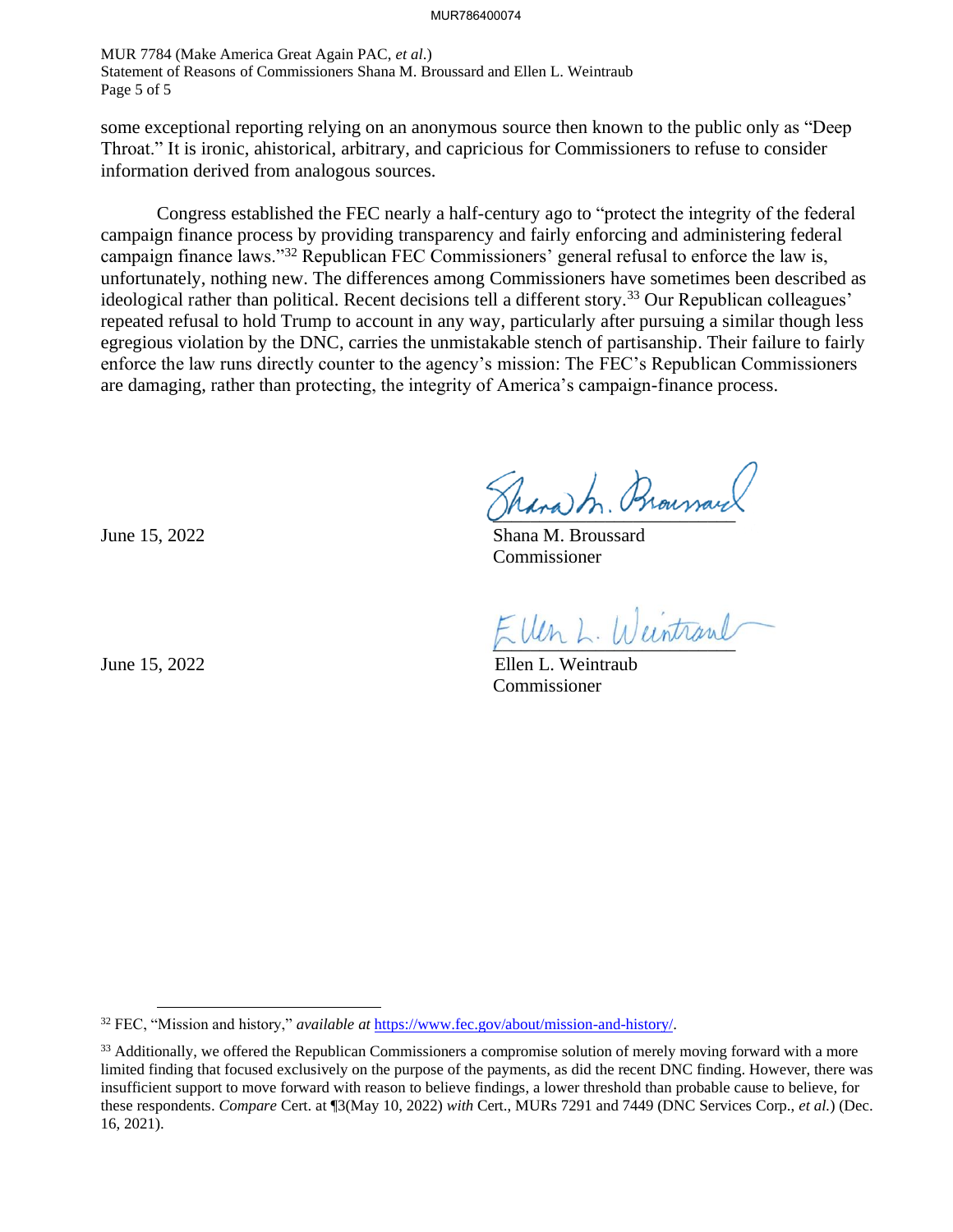some exceptional reporting relying on an anonymous source then known to the public only as "Deep Throat." It is ironic, ahistorical, arbitrary, and capricious for Commissioners to refuse to consider information derived from analogous sources.

Congress established the FEC nearly a half-century ago to "protect the integrity of the federal campaign finance process by providing transparency and fairly enforcing and administering federal campaign finance laws."[32] Republican FEC Commissioners' general refusal to enforce the law is, unfortunately, nothing new. The differences among Commissioners have sometimes been described as ideological rather than political. Recent decisions tell a different story.[33] Our Republican colleagues' repeated refusal to hold Trump to account in any way, particularly after pursuing a similar though less egregious violation by the DNC, carries the unmistakable stench of partisanship. Their failure to fairly enforce the law runs directly counter to the agency's mission: The FEC's Republican Commissioners are damaging, rather than protecting, the integrity of America's campaign-finance process.

June 15, 2022

Shana M. Broussard
Commissioner

June 15, 2022

Ellen L. Weintraub
Commissioner

---

[32] FEC, "Mission and history," *available at* https://www.fec.gov/about/mission-and-history/.

[33] Additionally, we offered the Republican Commissioners a compromise solution of merely moving forward with a more limited finding that focused exclusively on the purpose of the payments, as did the recent DNC finding. However, there was insufficient support to move forward with reason to believe findings, a lower threshold than probable cause to believe, for these respondents. *Compare* Cert. at ¶3(May 10, 2022) *with* Cert., MURs 7291 and 7449 (DNC Services Corp., *et al.*) (Dec. 16, 2021).